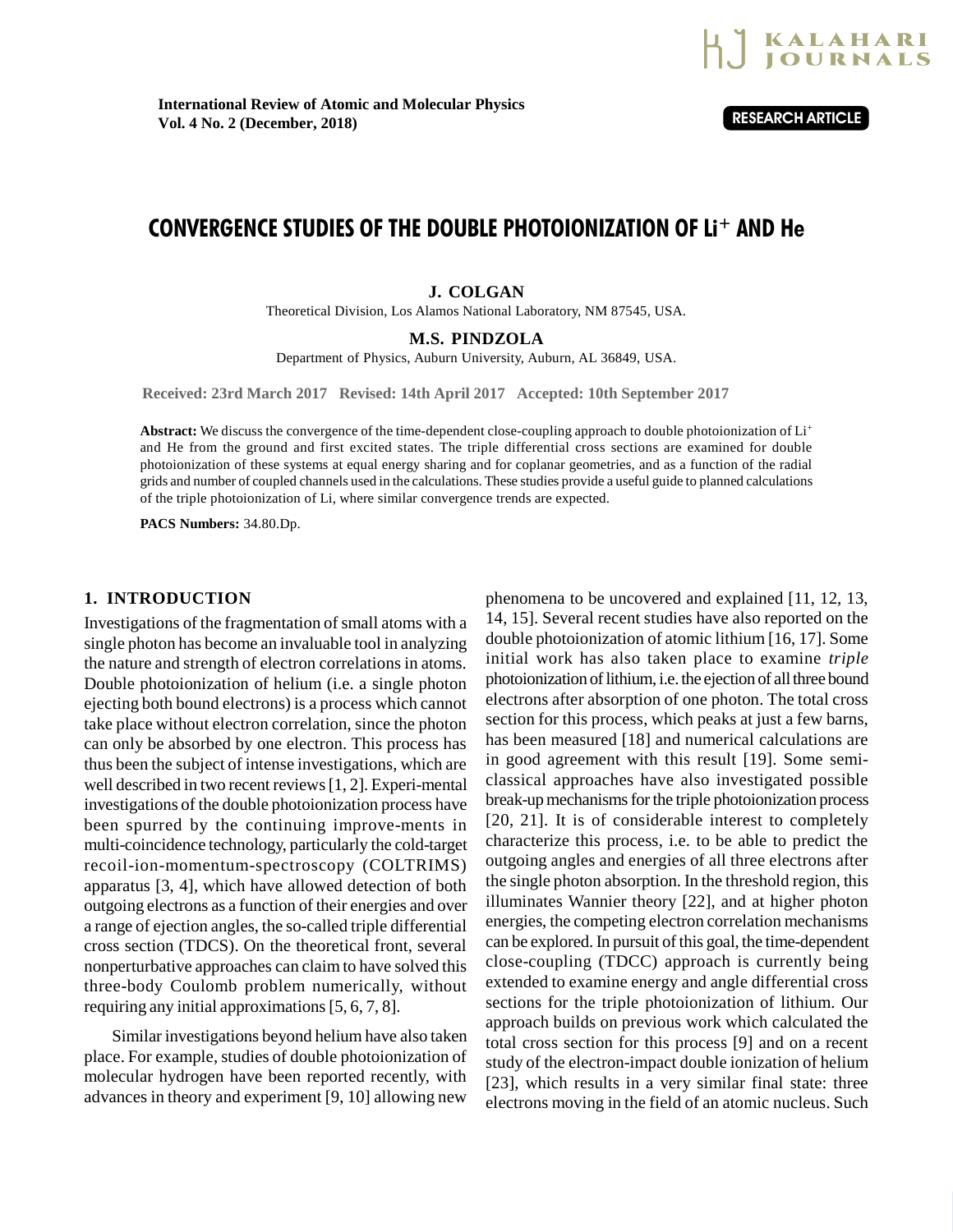# CONVERGENCE STUDIES OF THE DOUBLE PHOTOIONIZATION OF $Li^+$ AND He

**J. COLGAN**

Theoretical Division, Los Alamos National Laboratory, NM 87545, USA.

**M.S. PINDZOLA**

Department of Physics, Auburn University, Auburn, AL 36849, USA.

Received: 23rd March 2017 Revised: 14th April 2017 Accepted: 10th September 2017

**Abstract:** We discuss the convergence of the time-dependent close-coupling approach to double photoionization of $Li^+$ and He from the ground and first excited states. The triple differential cross sections are examined for double photoionization of these systems at equal energy sharing and for coplanar geometries, and as a function of the radial grids and number of coupled channels used in the calculations. These studies provide a useful guide to planned calculations of the triple photoionization of Li, where similar convergence trends are expected.

**PACS Numbers:** 34.80.Dp.

## 1. INTRODUCTION

Investigations of the fragmentation of small atoms with a single photon has become an invaluable tool in analyzing the nature and strength of electron correlations in atoms. Double photoionization of helium (i.e. a single photon ejecting both bound electrons) is a process which cannot take place without electron correlation, since the photon can only be absorbed by one electron. This process has thus been the subject of intense investigations, which are well described in two recent reviews [1, 2]. Experi-mental investigations of the double photoionization process have been spurred by the continuing improve-ments in multi-coincidence technology, particularly the cold-target recoil-ion-momentum-spectroscopy (COLTRIMS) apparatus [3, 4], which have allowed detection of both outgoing electrons as a function of their energies and over a range of ejection angles, the so-called triple differential cross section (TDCS). On the theoretical front, several nonperturbative approaches can claim to have solved this three-body Coulomb problem numerically, without requiring any initial approximations [5, 6, 7, 8].

Similar investigations beyond helium have also taken place. For example, studies of double photoionization of molecular hydrogen have been reported recently, with advances in theory and experiment [9, 10] allowing new phenomena to be uncovered and explained [11, 12, 13, 14, 15]. Several recent studies have also reported on the double photoionization of atomic lithium [16, 17]. Some initial work has also taken place to examine *triple* photoionization of lithium, i.e. the ejection of all three bound electrons after absorption of one photon. The total cross section for this process, which peaks at just a few barns, has been measured [18] and numerical calculations are in good agreement with this result [19]. Some semi-classical approaches have also investigated possible break-up mechanisms for the triple photoionization process [20, 21]. It is of considerable interest to completely characterize this process, i.e. to be able to predict the outgoing angles and energies of all three electrons after the single photon absorption. In the threshold region, this illuminates Wannier theory [22], and at higher photon energies, the competing electron correlation mechanisms can be explored. In pursuit of this goal, the time-dependent close-coupling (TDCC) approach is currently being extended to examine energy and angle differential cross sections for the triple photoionization of lithium. Our approach builds on previous work which calculated the total cross section for this process [9] and on a recent study of the electron-impact double ionization of helium [23], which results in a very similar final state: three electrons moving in the field of an atomic nucleus. Such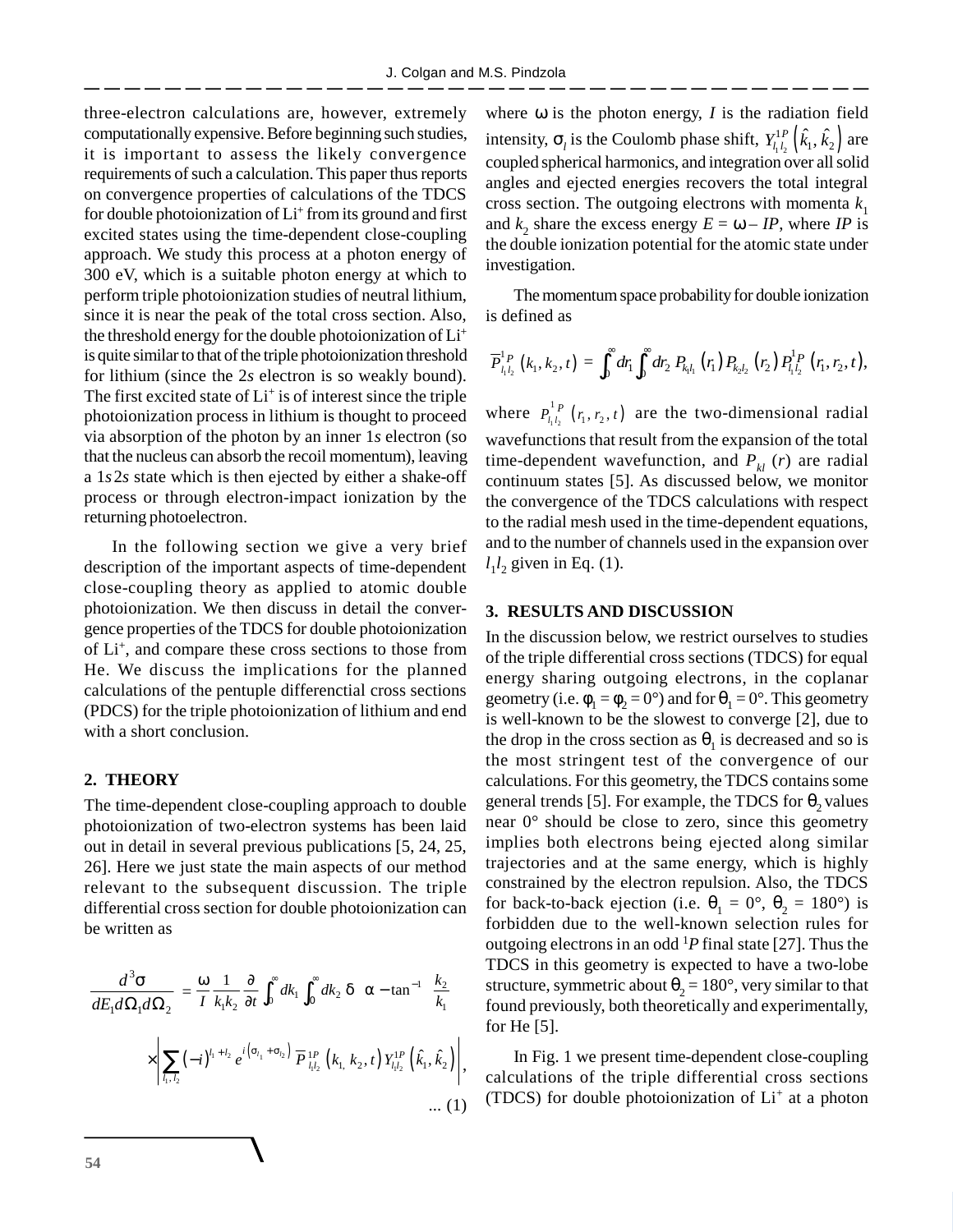three-electron calculations are, however, extremely computationally expensive. Before beginning such studies, it is important to assess the likely convergence requirements of such a calculation. This paper thus reports on convergence properties of calculations of the TDCS for double photoionization of $Li^+$ from its ground and first excited states using the time-dependent close-coupling approach. We study this process at a photon energy of 300 eV, which is a suitable photon energy at which to perform triple photoionization studies of neutral lithium, since it is near the peak of the total cross section. Also, the threshold energy for the double photoionization of $Li^+$ is quite similar to that of the triple photoionization threshold for lithium (since the 2*s* electron is so weakly bound). The first excited state of $Li^+$ is of interest since the triple photoionization process in lithium is thought to proceed via absorption of the photon by an inner 1*s* electron (so that the nucleus can absorb the recoil momentum), leaving a 1*s*2*s* state which is then ejected by either a shake-off process or through electron-impact ionization by the returning photoelectron.

In the following section we give a very brief description of the important aspects of time-dependent close-coupling theory as applied to atomic double photoionization. We then discuss in detail the convergence properties of the TDCS for double photoionization of $Li^+$, and compare these cross sections to those from He. We discuss the implications for the planned calculations of the pentuple differenctial cross sections (PDCS) for the triple photoionization of lithium and end with a short conclusion.

## 2. THEORY

The time-dependent close-coupling approach to double photoionization of two-electron systems has been laid out in detail in several previous publications [5, 24, 25, 26]. Here we just state the main aspects of our method relevant to the subsequent discussion. The triple differential cross section for double photoionization can be written as

$$\frac{d^3\sigma}{dE_1 d\Omega_1 d\Omega_2} = \frac{\omega}{I}\frac{1}{k_1 k_2}\frac{\partial}{\partial t}\int_0^\infty dk_1 \int_0^\infty dk_2\, \delta\left(\alpha - \tan^{-1}\frac{k_2}{k_1}\right)$$

$$\times\left|\sum_{l_1,l_2}(-i)^{l_1+l_2} e^{i(\sigma_{l_1}+\sigma_{l_2})}\,\overline{P}^{1P}_{l_1 l_2}(k_1, k_2, t)\, Y^{1P}_{l_1 l_2}(\hat{k}_1, \hat{k}_2)\right|^2, \quad \text{... (1)}$$

where $\omega$ is the photon energy, $I$ is the radiation field intensity, $\sigma_l$ is the Coulomb phase shift, $Y^{1P}_{l_1 l_2}(\hat{k}_1, \hat{k}_2)$ are coupled spherical harmonics, and integration over all solid angles and ejected energies recovers the total integral cross section. The outgoing electrons with momenta $k_1$ and $k_2$ share the excess energy $E = \omega - IP$, where $IP$ is the double ionization potential for the atomic state under investigation.

The momentum space probability for double ionization is defined as

$$\overline{P}^{1P}_{l_1 l_2}(k_1, k_2, t) = \int_0^\infty dr_1 \int_0^\infty dr_2\, P_{k_1 l_1}(r_1)\, P_{k_2 l_2}(r_2)\, P^{1P}_{l_1 l_2}(r_1, r_2, t),$$

where $P^{1P}_{l_1 l_2}(r_1, r_2, t)$ are the two-dimensional radial wavefunctions that result from the expansion of the total time-dependent wavefunction, and $P_{kl}(r)$ are radial continuum states [5]. As discussed below, we monitor the convergence of the TDCS calculations with respect to the radial mesh used in the time-dependent equations, and to the number of channels used in the expansion over $l_1 l_2$ given in Eq. (1).

## 3. RESULTS AND DISCUSSION

In the discussion below, we restrict ourselves to studies of the triple differential cross sections (TDCS) for equal energy sharing outgoing electrons, in the coplanar geometry (i.e. $\phi_1 = \phi_2 = 0°$) and for $\theta_1 = 0°$. This geometry is well-known to be the slowest to converge [2], due to the drop in the cross section as $\theta_1$ is decreased and so is the most stringent test of the convergence of our calculations. For this geometry, the TDCS contains some general trends [5]. For example, the TDCS for $\theta_2$ values near 0° should be close to zero, since this geometry implies both electrons being ejected along similar trajectories and at the same energy, which is highly constrained by the electron repulsion. Also, the TDCS for back-to-back ejection (i.e. $\theta_1 = 0°$, $\theta_2 = 180°$) is forbidden due to the well-known selection rules for outgoing electrons in an odd $^1P$ final state [27]. Thus the TDCS in this geometry is expected to have a two-lobe structure, symmetric about $\theta_2 = 180°$, very similar to that found previously, both theoretically and experimentally, for He [5].

In Fig. 1 we present time-dependent close-coupling calculations of the triple differential cross sections (TDCS) for double photoionization of $Li^+$ at a photon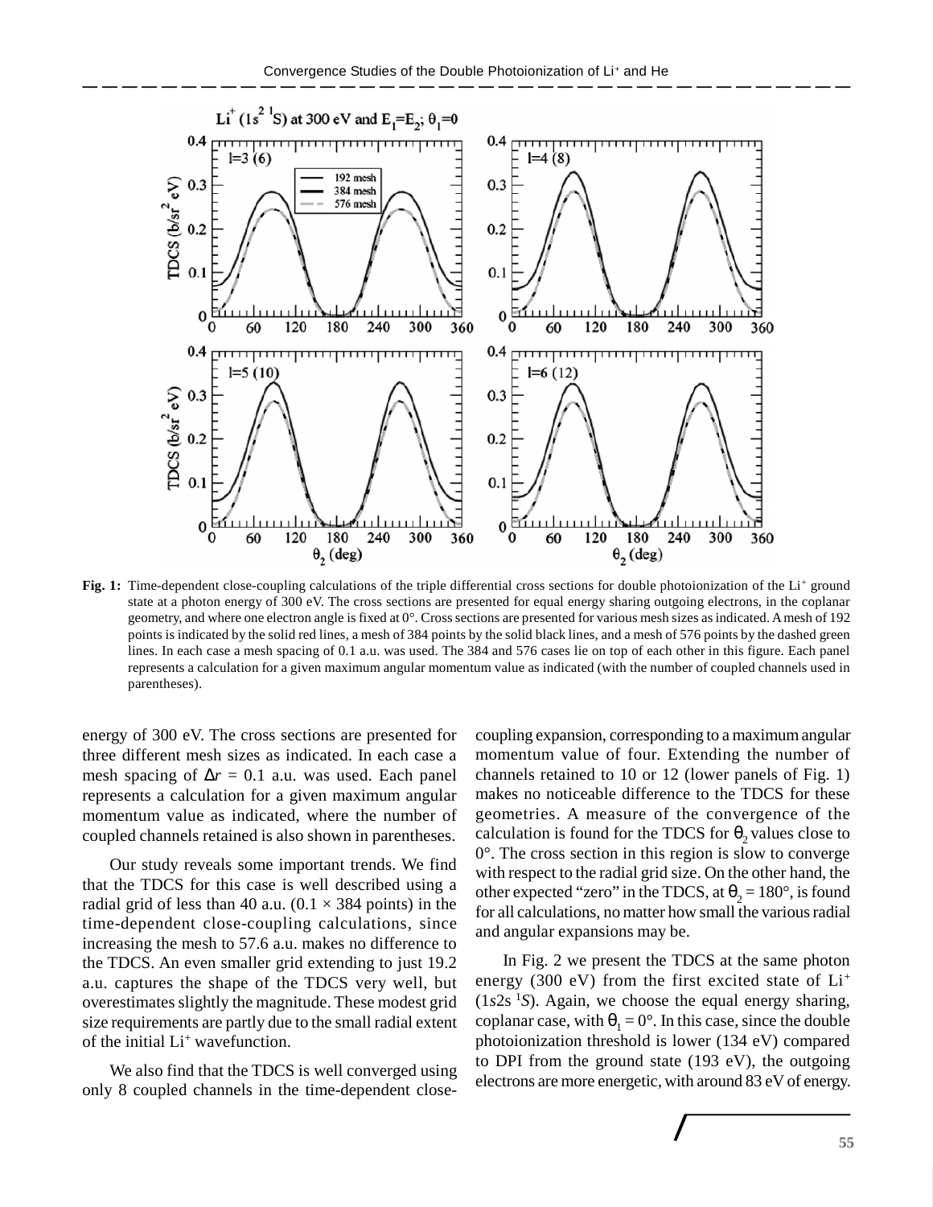**Fig. 1:** Time-dependent close-coupling calculations of the triple differential cross sections for double photoionization of the $Li^+$ ground state at a photon energy of 300 eV. The cross sections are presented for equal energy sharing outgoing electrons, in the coplanar geometry, and where one electron angle is fixed at 0°. Cross sections are presented for various mesh sizes as indicated. A mesh of 192 points is indicated by the solid red lines, a mesh of 384 points by the solid black lines, and a mesh of 576 points by the dashed green lines. In each case a mesh spacing of 0.1 a.u. was used. The 384 and 576 cases lie on top of each other in this figure. Each panel represents a calculation for a given maximum angular momentum value as indicated (with the number of coupled channels used in parentheses).

energy of 300 eV. The cross sections are presented for three different mesh sizes as indicated. In each case a mesh spacing of $\Delta r$ = 0.1 a.u. was used. Each panel represents a calculation for a given maximum angular momentum value as indicated, where the number of coupled channels retained is also shown in parentheses.

Our study reveals some important trends. We find that the TDCS for this case is well described using a radial grid of less than 40 a.u. (0.1 × 384 points) in the time-dependent close-coupling calculations, since increasing the mesh to 57.6 a.u. makes no difference to the TDCS. An even smaller grid extending to just 19.2 a.u. captures the shape of the TDCS very well, but overestimates slightly the magnitude. These modest grid size requirements are partly due to the small radial extent of the initial $Li^+$ wavefunction.

We also find that the TDCS is well converged using only 8 coupled channels in the time-dependent close-coupling expansion, corresponding to a maximum angular momentum value of four. Extending the number of channels retained to 10 or 12 (lower panels of Fig. 1) makes no noticeable difference to the TDCS for these geometries. A measure of the convergence of the calculation is found for the TDCS for $\theta_2$ values close to 0°. The cross section in this region is slow to converge with respect to the radial grid size. On the other hand, the other expected "zero" in the TDCS, at $\theta_2$ = 180°, is found for all calculations, no matter how small the various radial and angular expansions may be.

In Fig. 2 we present the TDCS at the same photon energy (300 eV) from the first excited state of $Li^+$ ($1s2s\ ^1S$). Again, we choose the equal energy sharing, coplanar case, with $\theta_1$ = 0°. In this case, since the double photoionization threshold is lower (134 eV) compared to DPI from the ground state (193 eV), the outgoing electrons are more energetic, with around 83 eV of energy.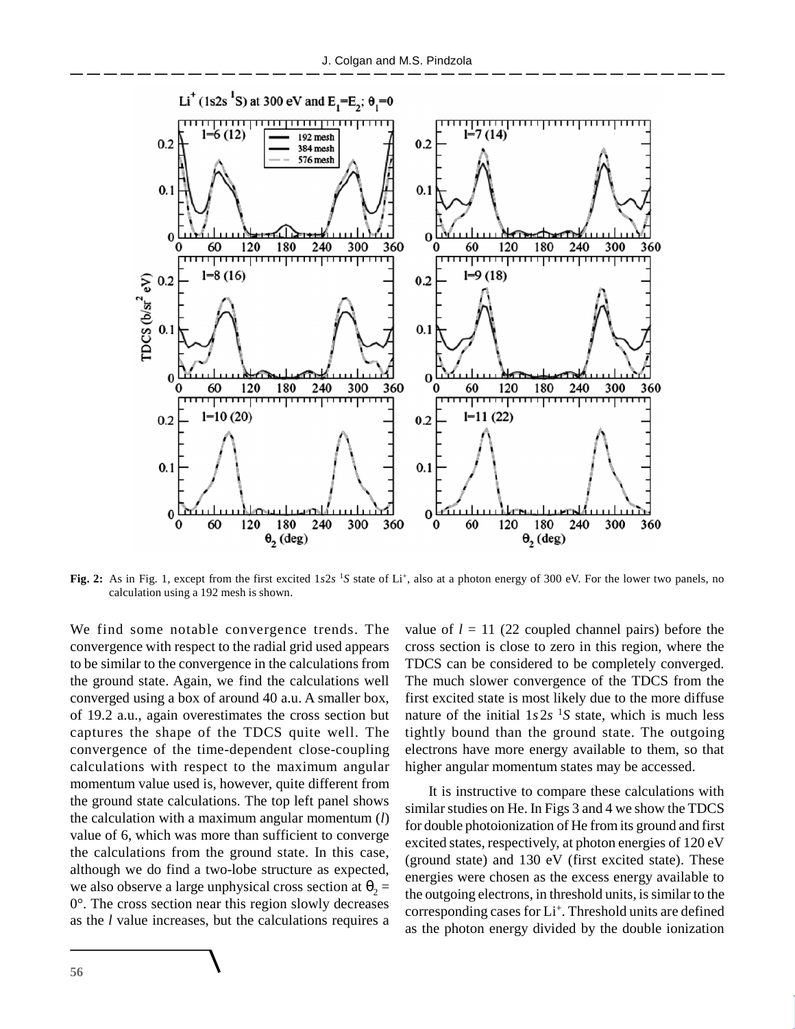**Fig. 2:** As in Fig. 1, except from the first excited $1s2s\ ^1S$ state of $Li^+$, also at a photon energy of 300 eV. For the lower two panels, no calculation using a 192 mesh is shown.

We find some notable convergence trends. The convergence with respect to the radial grid used appears to be similar to the convergence in the calculations from the ground state. Again, we find the calculations well converged using a box of around 40 a.u. A smaller box, of 19.2 a.u., again overestimates the cross section but captures the shape of the TDCS quite well. The convergence of the time-dependent close-coupling calculations with respect to the maximum angular momentum value used is, however, quite different from the ground state calculations. The top left panel shows the calculation with a maximum angular momentum ($l$) value of 6, which was more than sufficient to converge the calculations from the ground state. In this case, although we do find a two-lobe structure as expected, we also observe a large unphysical cross section at $\theta_2 = 0°$. The cross section near this region slowly decreases as the $l$ value increases, but the calculations requires a value of $l = 11$ (22 coupled channel pairs) before the cross section is close to zero in this region, where the TDCS can be considered to be completely converged. The much slower convergence of the TDCS from the first excited state is most likely due to the more diffuse nature of the initial $1s2s\ ^1S$ state, which is much less tightly bound than the ground state. The outgoing electrons have more energy available to them, so that higher angular momentum states may be accessed.

It is instructive to compare these calculations with similar studies on He. In Figs 3 and 4 we show the TDCS for double photoionization of He from its ground and first excited states, respectively, at photon energies of 120 eV (ground state) and 130 eV (first excited state). These energies were chosen as the excess energy available to the outgoing electrons, in threshold units, is similar to the corresponding cases for $Li^+$. Threshold units are defined as the photon energy divided by the double ionization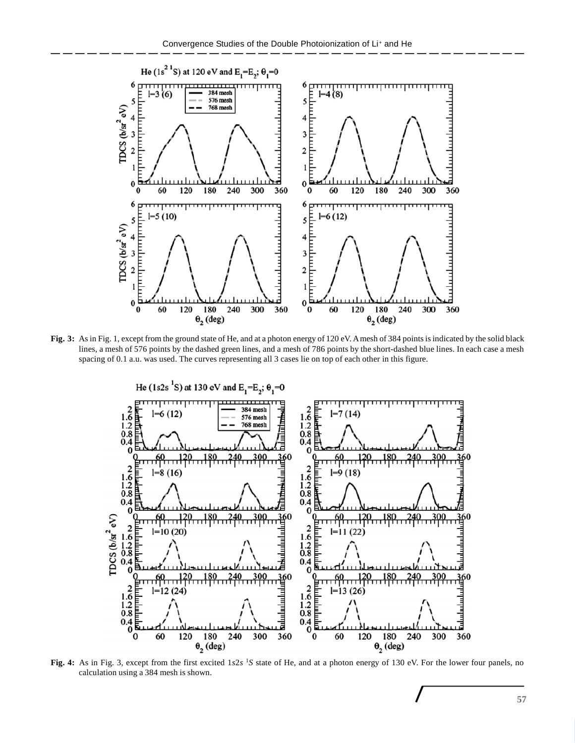**Fig. 3:** As in Fig. 1, except from the ground state of He, and at a photon energy of 120 eV. A mesh of 384 points is indicated by the solid black lines, a mesh of 576 points by the dashed green lines, and a mesh of 786 points by the short-dashed blue lines. In each case a mesh spacing of 0.1 a.u. was used. The curves representing all 3 cases lie on top of each other in this figure.

**Fig. 4:** As in Fig. 3, except from the first excited $1s2s$ $^1S$ state of He, and at a photon energy of 130 eV. For the lower four panels, no calculation using a 384 mesh is shown.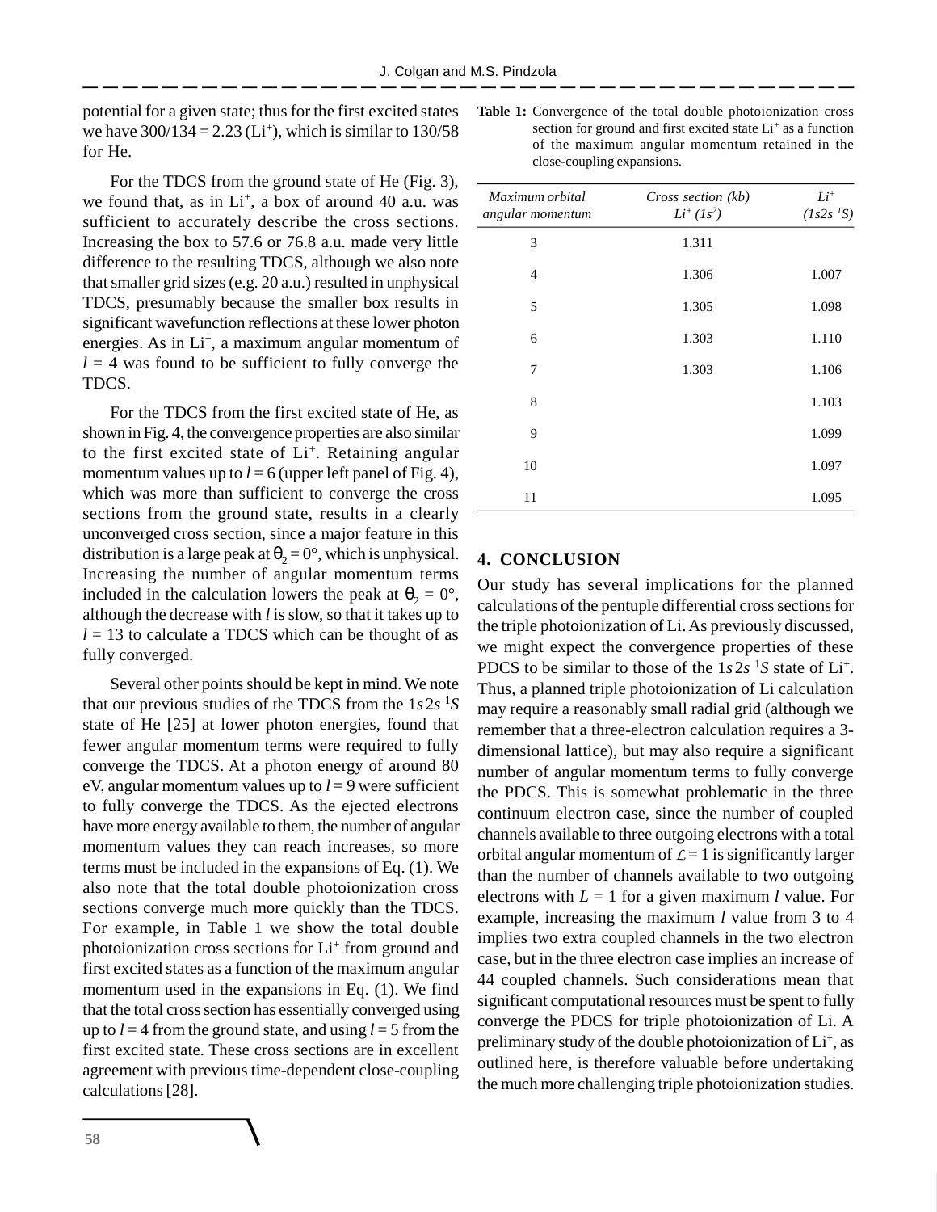potential for a given state; thus for the first excited states we have 300/134 = 2.23 ($Li^+$), which is similar to 130/58 for He.

For the TDCS from the ground state of He (Fig. 3), we found that, as in $Li^+$, a box of around 40 a.u. was sufficient to accurately describe the cross sections. Increasing the box to 57.6 or 76.8 a.u. made very little difference to the resulting TDCS, although we also note that smaller grid sizes (e.g. 20 a.u.) resulted in unphysical TDCS, presumably because the smaller box results in significant wavefunction reflections at these lower photon energies. As in $Li^+$, a maximum angular momentum of $l = 4$ was found to be sufficient to fully converge the TDCS.

For the TDCS from the first excited state of He, as shown in Fig. 4, the convergence properties are also similar to the first excited state of $Li^+$. Retaining angular momentum values up to $l = 6$ (upper left panel of Fig. 4), which was more than sufficient to converge the cross sections from the ground state, results in a clearly unconverged cross section, since a major feature in this distribution is a large peak at $\theta_2 = 0°$, which is unphysical. Increasing the number of angular momentum terms included in the calculation lowers the peak at $\theta_2 = 0°$, although the decrease with $l$ is slow, so that it takes up to $l = 13$ to calculate a TDCS which can be thought of as fully converged.

Several other points should be kept in mind. We note that our previous studies of the TDCS from the $1s2s\ ^1S$ state of He [25] at lower photon energies, found that fewer angular momentum terms were required to fully converge the TDCS. At a photon energy of around 80 eV, angular momentum values up to $l = 9$ were sufficient to fully converge the TDCS. As the ejected electrons have more energy available to them, the number of angular momentum values they can reach increases, so more terms must be included in the expansions of Eq. (1). We also note that the total double photoionization cross sections converge much more quickly than the TDCS. For example, in Table 1 we show the total double photoionization cross sections for $Li^+$ from ground and first excited states as a function of the maximum angular momentum used in the expansions in Eq. (1). We find that the total cross section has essentially converged using up to $l = 4$ from the ground state, and using $l = 5$ from the first excited state. These cross sections are in excellent agreement with previous time-dependent close-coupling calculations [28].

**Table 1:** Convergence of the total double photoionization cross section for ground and first excited state $Li^+$ as a function of the maximum angular momentum retained in the close-coupling expansions.

| *Maximum orbital angular momentum* | *Cross section (kb)* $Li^+$ $(1s^2)$ | $Li^+$ $(1s2s\ ^1S)$ |
|---|---|---|
| 3 | 1.311 | |
| 4 | 1.306 | 1.007 |
| 5 | 1.305 | 1.098 |
| 6 | 1.303 | 1.110 |
| 7 | 1.303 | 1.106 |
| 8 | | 1.103 |
| 9 | | 1.099 |
| 10 | | 1.097 |
| 11 | | 1.095 |

## 4. CONCLUSION

Our study has several implications for the planned calculations of the pentuple differential cross sections for the triple photoionization of Li. As previously discussed, we might expect the convergence properties of these PDCS to be similar to those of the $1s2s\ ^1S$ state of $Li^+$. Thus, a planned triple photoionization of Li calculation may require a reasonably small radial grid (although we remember that a three-electron calculation requires a 3-dimensional lattice), but may also require a significant number of angular momentum terms to fully converge the PDCS. This is somewhat problematic in the three continuum electron case, since the number of coupled channels available to three outgoing electrons with a total orbital angular momentum of $\mathcal{L} = 1$ is significantly larger than the number of channels available to two outgoing electrons with $L = 1$ for a given maximum $l$ value. For example, increasing the maximum $l$ value from 3 to 4 implies two extra coupled channels in the two electron case, but in the three electron case implies an increase of 44 coupled channels. Such considerations mean that significant computational resources must be spent to fully converge the PDCS for triple photoionization of Li. A preliminary study of the double photoionization of $Li^+$, as outlined here, is therefore valuable before undertaking the much more challenging triple photoionization studies.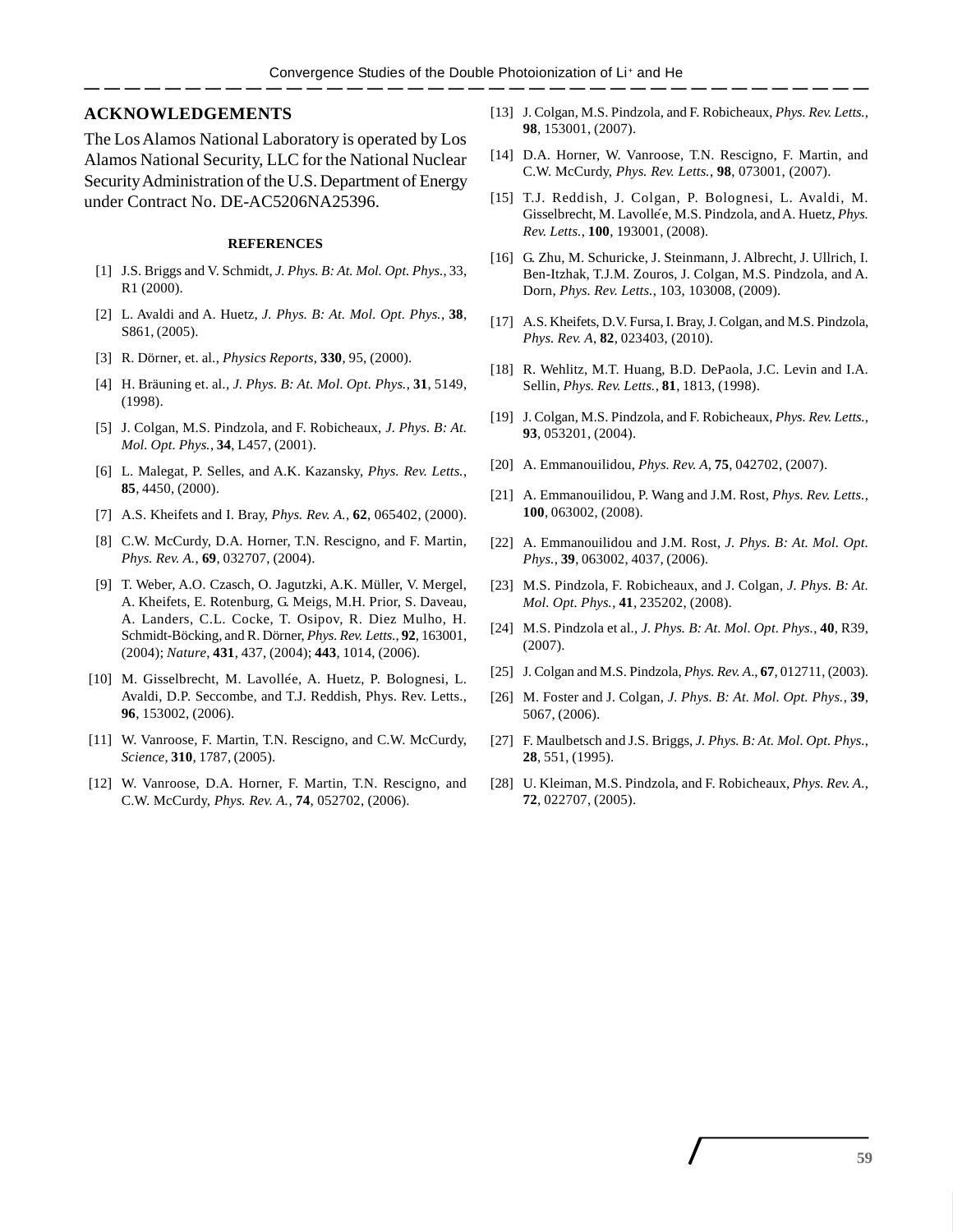## ACKNOWLEDGEMENTS

The Los Alamos National Laboratory is operated by Los Alamos National Security, LLC for the National Nuclear Security Administration of the U.S. Department of Energy under Contract No. DE-AC5206NA25396.

### REFERENCES

[1] J.S. Briggs and V. Schmidt, *J. Phys. B: At. Mol. Opt. Phys.*, 33, R1 (2000).

[2] L. Avaldi and A. Huetz, *J. Phys. B: At. Mol. Opt. Phys.*, **38**, S861, (2005).

[3] R. Dörner, et. al., *Physics Reports*, **330**, 95, (2000).

[4] H. Bräuning et. al., *J. Phys. B: At. Mol. Opt. Phys.*, **31**, 5149, (1998).

[5] J. Colgan, M.S. Pindzola, and F. Robicheaux, *J. Phys. B: At. Mol. Opt. Phys.*, **34**, L457, (2001).

[6] L. Malegat, P. Selles, and A.K. Kazansky, *Phys. Rev. Letts.*, **85**, 4450, (2000).

[7] A.S. Kheifets and I. Bray, *Phys. Rev. A.*, **62**, 065402, (2000).

[8] C.W. McCurdy, D.A. Horner, T.N. Rescigno, and F. Martin, *Phys. Rev. A.*, **69**, 032707, (2004).

[9] T. Weber, A.O. Czasch, O. Jagutzki, A.K. Müller, V. Mergel, A. Kheifets, E. Rotenburg, G. Meigs, M.H. Prior, S. Daveau, A. Landers, C.L. Cocke, T. Osipov, R. Diez Mulho, H. Schmidt-Böcking, and R. Dörner, *Phys. Rev. Letts.*, **92**, 163001, (2004); *Nature*, **431**, 437, (2004); **443**, 1014, (2006).

[10] M. Gisselbrecht, M. Lavollée, A. Huetz, P. Bolognesi, L. Avaldi, D.P. Seccombe, and T.J. Reddish, Phys. Rev. Letts., **96**, 153002, (2006).

[11] W. Vanroose, F. Martin, T.N. Rescigno, and C.W. McCurdy, *Science*, **310**, 1787, (2005).

[12] W. Vanroose, D.A. Horner, F. Martin, T.N. Rescigno, and C.W. McCurdy, *Phys. Rev. A.*, **74**, 052702, (2006).

[13] J. Colgan, M.S. Pindzola, and F. Robicheaux, *Phys. Rev. Letts.*, **98**, 153001, (2007).

[14] D.A. Horner, W. Vanroose, T.N. Rescigno, F. Martin, and C.W. McCurdy, *Phys. Rev. Letts.*, **98**, 073001, (2007).

[15] T.J. Reddish, J. Colgan, P. Bolognesi, L. Avaldi, M. Gisselbrecht, M. Lavollée, M.S. Pindzola, and A. Huetz, *Phys. Rev. Letts.*, **100**, 193001, (2008).

[16] G. Zhu, M. Schuricke, J. Steinmann, J. Albrecht, J. Ullrich, I. Ben-Itzhak, T.J.M. Zouros, J. Colgan, M.S. Pindzola, and A. Dorn, *Phys. Rev. Letts.*, 103, 103008, (2009).

[17] A.S. Kheifets, D.V. Fursa, I. Bray, J. Colgan, and M.S. Pindzola, *Phys. Rev. A*, **82**, 023403, (2010).

[18] R. Wehlitz, M.T. Huang, B.D. DePaola, J.C. Levin and I.A. Sellin, *Phys. Rev. Letts.*, **81**, 1813, (1998).

[19] J. Colgan, M.S. Pindzola, and F. Robicheaux, *Phys. Rev. Letts.*, **93**, 053201, (2004).

[20] A. Emmanouilidou, *Phys. Rev. A*, **75**, 042702, (2007).

[21] A. Emmanouilidou, P. Wang and J.M. Rost, *Phys. Rev. Letts.*, **100**, 063002, (2008).

[22] A. Emmanouilidou and J.M. Rost, *J. Phys. B: At. Mol. Opt. Phys.*, **39**, 063002, 4037, (2006).

[23] M.S. Pindzola, F. Robicheaux, and J. Colgan, *J. Phys. B: At. Mol. Opt. Phys.*, **41**, 235202, (2008).

[24] M.S. Pindzola et al., *J. Phys. B: At. Mol. Opt. Phys.*, **40**, R39, (2007).

[25] J. Colgan and M.S. Pindzola, *Phys. Rev. A.*, **67**, 012711, (2003).

[26] M. Foster and J. Colgan, *J. Phys. B: At. Mol. Opt. Phys.*, **39**, 5067, (2006).

[27] F. Maulbetsch and J.S. Briggs, *J. Phys. B: At. Mol. Opt. Phys.*, **28**, 551, (1995).

[28] U. Kleiman, M.S. Pindzola, and F. Robicheaux, *Phys. Rev. A.*, **72**, 022707, (2005).